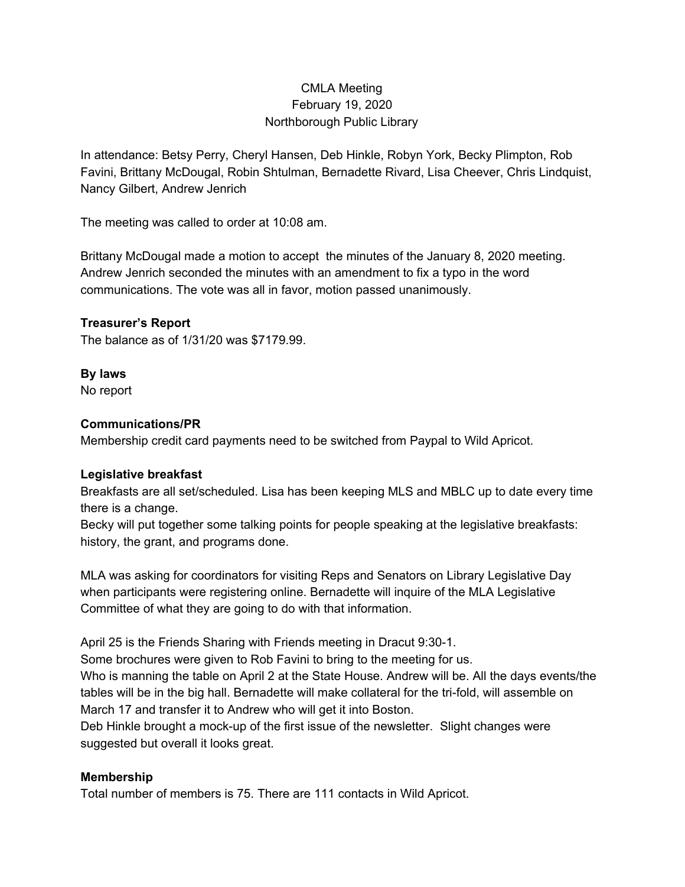CMLA Meeting
February 19, 2020
Northborough Public Library

In attendance: Betsy Perry, Cheryl Hansen, Deb Hinkle, Robyn York, Becky Plimpton, Rob Favini, Brittany McDougal, Robin Shtulman, Bernadette Rivard, Lisa Cheever, Chris Lindquist, Nancy Gilbert, Andrew Jenrich

The meeting was called to order at 10:08 am.

Brittany McDougal made a motion to accept the minutes of the January 8, 2020 meeting. Andrew Jenrich seconded the minutes with an amendment to fix a typo in the word communications. The vote was all in favor, motion passed unanimously.

**Treasurer's Report**

The balance as of 1/31/20 was $7179.99.

**By laws**

No report

**Communications/PR**

Membership credit card payments need to be switched from Paypal to Wild Apricot.

**Legislative breakfast**

Breakfasts are all set/scheduled. Lisa has been keeping MLS and MBLC up to date every time there is a change.
Becky will put together some talking points for people speaking at the legislative breakfasts: history, the grant, and programs done.

MLA was asking for coordinators for visiting Reps and Senators on Library Legislative Day when participants were registering online. Bernadette will inquire of the MLA Legislative Committee of what they are going to do with that information.

April 25 is the Friends Sharing with Friends meeting in Dracut 9:30-1.
Some brochures were given to Rob Favini to bring to the meeting for us.
Who is manning the table on April 2 at the State House. Andrew will be. All the days events/the tables will be in the big hall. Bernadette will make collateral for the tri-fold, will assemble on March 17 and transfer it to Andrew who will get it into Boston.
Deb Hinkle brought a mock-up of the first issue of the newsletter. Slight changes were suggested but overall it looks great.

**Membership**

Total number of members is 75. There are 111 contacts in Wild Apricot.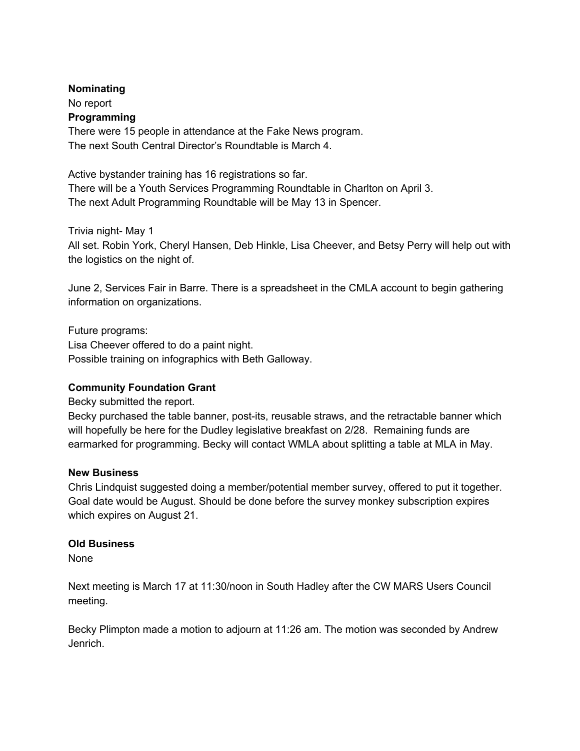**Nominating**

No report

**Programming**

There were 15 people in attendance at the Fake News program.
The next South Central Director's Roundtable is March 4.

Active bystander training has 16 registrations so far.
There will be a Youth Services Programming Roundtable in Charlton on April 3.
The next Adult Programming Roundtable will be May 13 in Spencer.

Trivia night- May 1
All set. Robin York, Cheryl Hansen, Deb Hinkle, Lisa Cheever, and Betsy Perry will help out with the logistics on the night of.

June 2, Services Fair in Barre. There is a spreadsheet in the CMLA account to begin gathering information on organizations.

Future programs:
Lisa Cheever offered to do a paint night.
Possible training on infographics with Beth Galloway.

**Community Foundation Grant**

Becky submitted the report.
Becky purchased the table banner, post-its, reusable straws, and the retractable banner which will hopefully be here for the Dudley legislative breakfast on 2/28. Remaining funds are earmarked for programming. Becky will contact WMLA about splitting a table at MLA in May.

**New Business**

Chris Lindquist suggested doing a member/potential member survey, offered to put it together. Goal date would be August. Should be done before the survey monkey subscription expires which expires on August 21.

**Old Business**

None

Next meeting is March 17 at 11:30/noon in South Hadley after the CW MARS Users Council meeting.

Becky Plimpton made a motion to adjourn at 11:26 am. The motion was seconded by Andrew Jenrich.